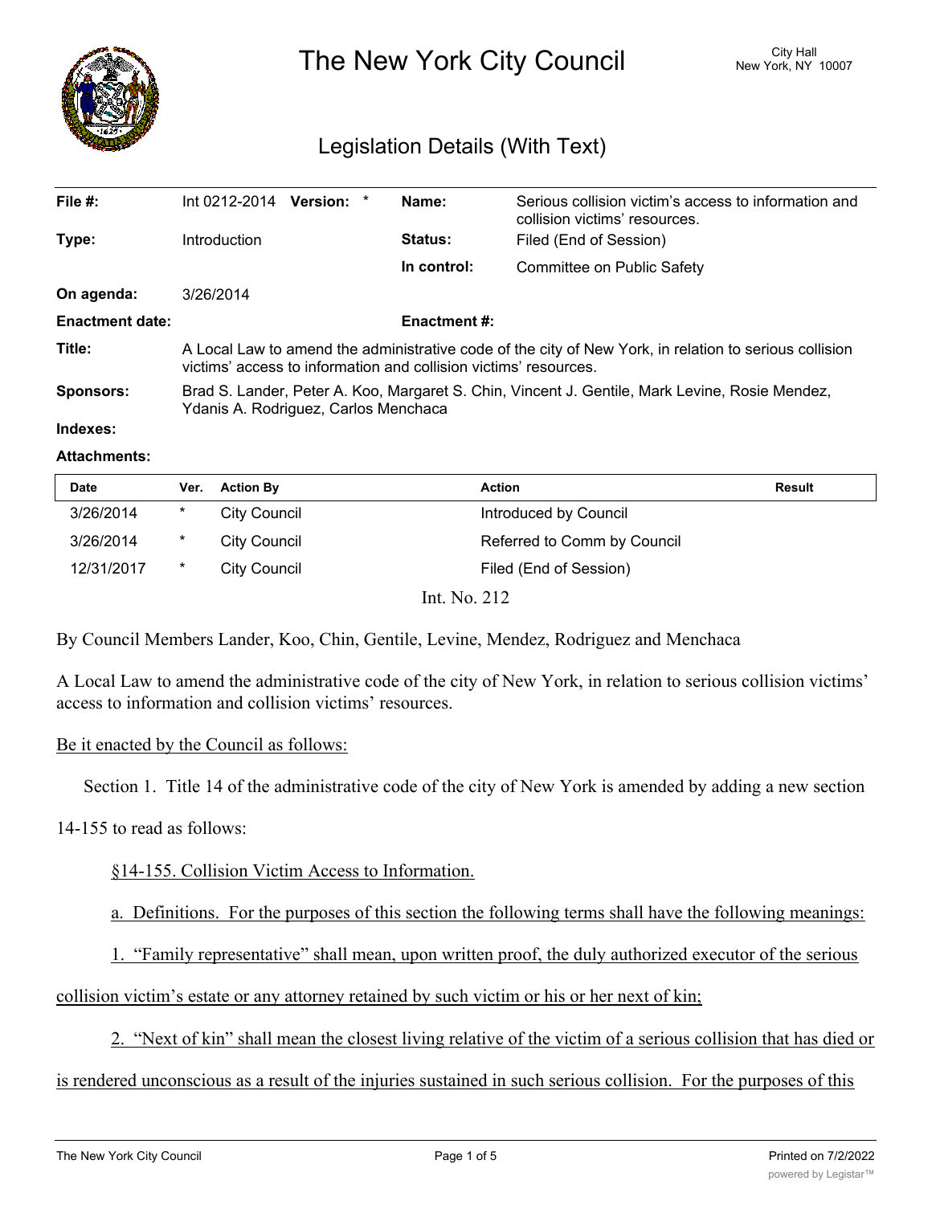# The New York City Council

City Hall
New York, NY 10007

## Legislation Details (With Text)

| | | | |
|---|---|---|---|
| **File #:** | Int 0212-2014 **Version:** * | **Name:** | Serious collision victim's access to information and collision victims' resources. |
| **Type:** | Introduction | **Status:** | Filed (End of Session) |
| | | **In control:** | Committee on Public Safety |
| **On agenda:** | 3/26/2014 | | |
| **Enactment date:** | | **Enactment #:** | |

**Title:** A Local Law to amend the administrative code of the city of New York, in relation to serious collision victims' access to information and collision victims' resources.

**Sponsors:** Brad S. Lander, Peter A. Koo, Margaret S. Chin, Vincent J. Gentile, Mark Levine, Rosie Mendez, Ydanis A. Rodriguez, Carlos Menchaca

**Indexes:**

**Attachments:**

| Date | Ver. | Action By | Action | Result |
|---|---|---|---|---|
| 3/26/2014 | * | City Council | Introduced by Council | |
| 3/26/2014 | * | City Council | Referred to Comm by Council | |
| 12/31/2017 | * | City Council | Filed (End of Session) | |

Int. No. 212

By Council Members Lander, Koo, Chin, Gentile, Levine, Mendez, Rodriguez and Menchaca

A Local Law to amend the administrative code of the city of New York, in relation to serious collision victims' access to information and collision victims' resources.

Be it enacted by the Council as follows:

Section 1. Title 14 of the administrative code of the city of New York is amended by adding a new section 14-155 to read as follows:

§14-155. Collision Victim Access to Information.

a. Definitions. For the purposes of this section the following terms shall have the following meanings:

1. "Family representative" shall mean, upon written proof, the duly authorized executor of the serious collision victim's estate or any attorney retained by such victim or his or her next of kin;

2. "Next of kin" shall mean the closest living relative of the victim of a serious collision that has died or is rendered unconscious as a result of the injuries sustained in such serious collision. For the purposes of this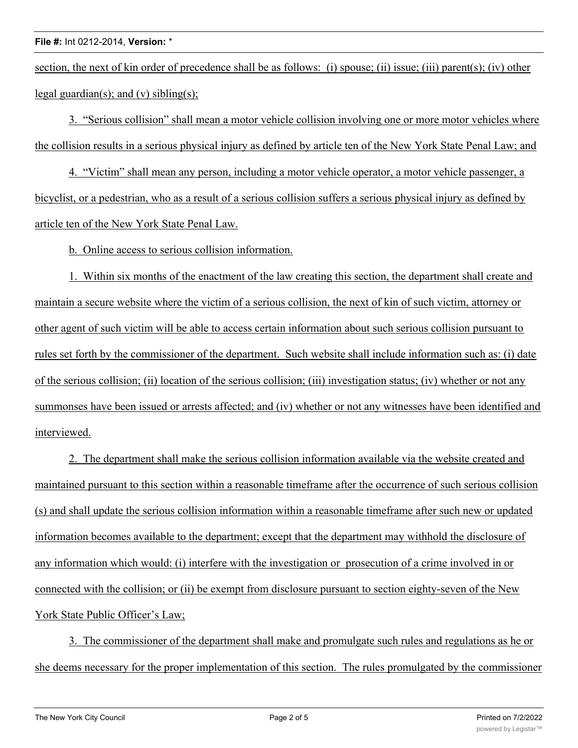section, the next of kin order of precedence shall be as follows: (i) spouse; (ii) issue; (iii) parent(s); (iv) other legal guardian(s); and (v) sibling(s);

3. "Serious collision" shall mean a motor vehicle collision involving one or more motor vehicles where the collision results in a serious physical injury as defined by article ten of the New York State Penal Law; and

4. "Victim" shall mean any person, including a motor vehicle operator, a motor vehicle passenger, a bicyclist, or a pedestrian, who as a result of a serious collision suffers a serious physical injury as defined by article ten of the New York State Penal Law.

b. Online access to serious collision information.

1. Within six months of the enactment of the law creating this section, the department shall create and maintain a secure website where the victim of a serious collision, the next of kin of such victim, attorney or other agent of such victim will be able to access certain information about such serious collision pursuant to rules set forth by the commissioner of the department. Such website shall include information such as: (i) date of the serious collision; (ii) location of the serious collision; (iii) investigation status; (iv) whether or not any summonses have been issued or arrests affected; and (iv) whether or not any witnesses have been identified and interviewed.

2. The department shall make the serious collision information available via the website created and maintained pursuant to this section within a reasonable timeframe after the occurrence of such serious collision (s) and shall update the serious collision information within a reasonable timeframe after such new or updated information becomes available to the department; except that the department may withhold the disclosure of any information which would: (i) interfere with the investigation or prosecution of a crime involved in or connected with the collision; or (ii) be exempt from disclosure pursuant to section eighty-seven of the New York State Public Officer's Law;

3. The commissioner of the department shall make and promulgate such rules and regulations as he or she deems necessary for the proper implementation of this section. The rules promulgated by the commissioner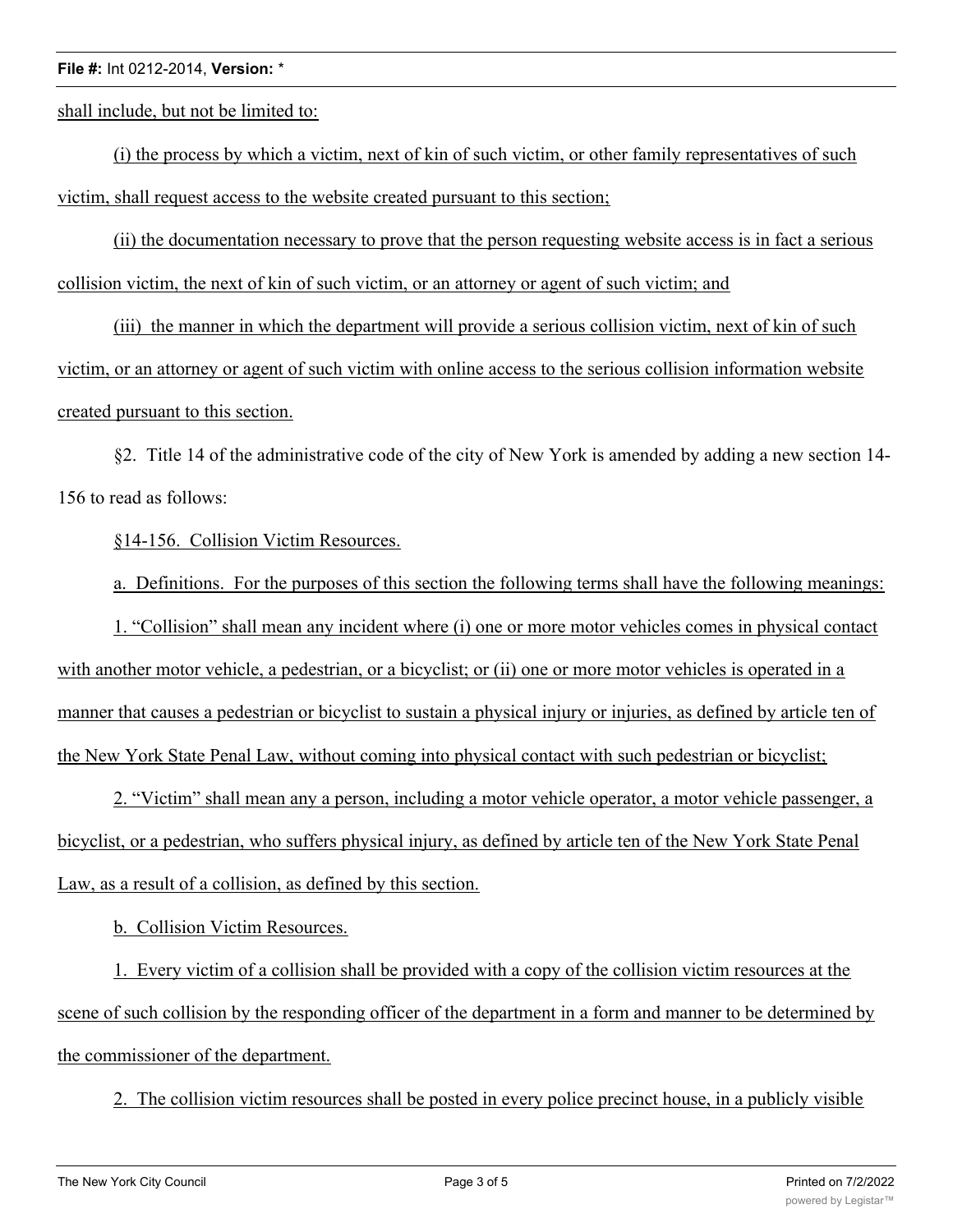shall include, but not be limited to:

(i) the process by which a victim, next of kin of such victim, or other family representatives of such victim, shall request access to the website created pursuant to this section;

(ii) the documentation necessary to prove that the person requesting website access is in fact a serious collision victim, the next of kin of such victim, or an attorney or agent of such victim; and

(iii) the manner in which the department will provide a serious collision victim, next of kin of such victim, or an attorney or agent of such victim with online access to the serious collision information website created pursuant to this section.

§2. Title 14 of the administrative code of the city of New York is amended by adding a new section 14-156 to read as follows:

§14-156. Collision Victim Resources.

a. Definitions. For the purposes of this section the following terms shall have the following meanings:

1. "Collision" shall mean any incident where (i) one or more motor vehicles comes in physical contact with another motor vehicle, a pedestrian, or a bicyclist; or (ii) one or more motor vehicles is operated in a manner that causes a pedestrian or bicyclist to sustain a physical injury or injuries, as defined by article ten of the New York State Penal Law, without coming into physical contact with such pedestrian or bicyclist;

2. "Victim" shall mean any a person, including a motor vehicle operator, a motor vehicle passenger, a bicyclist, or a pedestrian, who suffers physical injury, as defined by article ten of the New York State Penal Law, as a result of a collision, as defined by this section.

b. Collision Victim Resources.

1. Every victim of a collision shall be provided with a copy of the collision victim resources at the scene of such collision by the responding officer of the department in a form and manner to be determined by the commissioner of the department.

2. The collision victim resources shall be posted in every police precinct house, in a publicly visible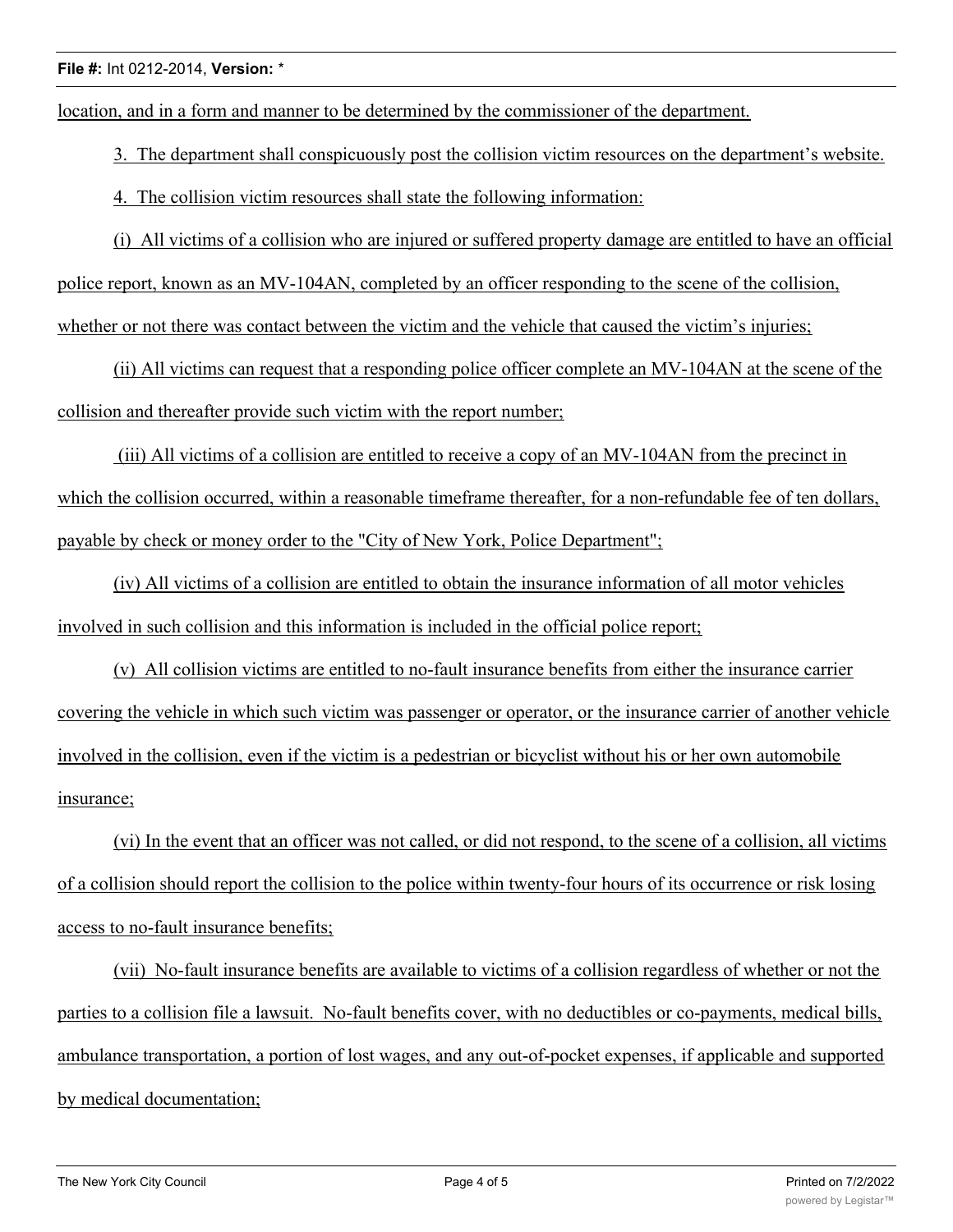location, and in a form and manner to be determined by the commissioner of the department.

3. The department shall conspicuously post the collision victim resources on the department's website.

4. The collision victim resources shall state the following information:

(i) All victims of a collision who are injured or suffered property damage are entitled to have an official police report, known as an MV-104AN, completed by an officer responding to the scene of the collision, whether or not there was contact between the victim and the vehicle that caused the victim's injuries;

(ii) All victims can request that a responding police officer complete an MV-104AN at the scene of the collision and thereafter provide such victim with the report number;

(iii) All victims of a collision are entitled to receive a copy of an MV-104AN from the precinct in which the collision occurred, within a reasonable timeframe thereafter, for a non-refundable fee of ten dollars, payable by check or money order to the "City of New York, Police Department";

(iv) All victims of a collision are entitled to obtain the insurance information of all motor vehicles involved in such collision and this information is included in the official police report;

(v) All collision victims are entitled to no-fault insurance benefits from either the insurance carrier covering the vehicle in which such victim was passenger or operator, or the insurance carrier of another vehicle involved in the collision, even if the victim is a pedestrian or bicyclist without his or her own automobile insurance;

(vi) In the event that an officer was not called, or did not respond, to the scene of a collision, all victims of a collision should report the collision to the police within twenty-four hours of its occurrence or risk losing access to no-fault insurance benefits;

(vii) No-fault insurance benefits are available to victims of a collision regardless of whether or not the parties to a collision file a lawsuit. No-fault benefits cover, with no deductibles or co-payments, medical bills, ambulance transportation, a portion of lost wages, and any out-of-pocket expenses, if applicable and supported by medical documentation;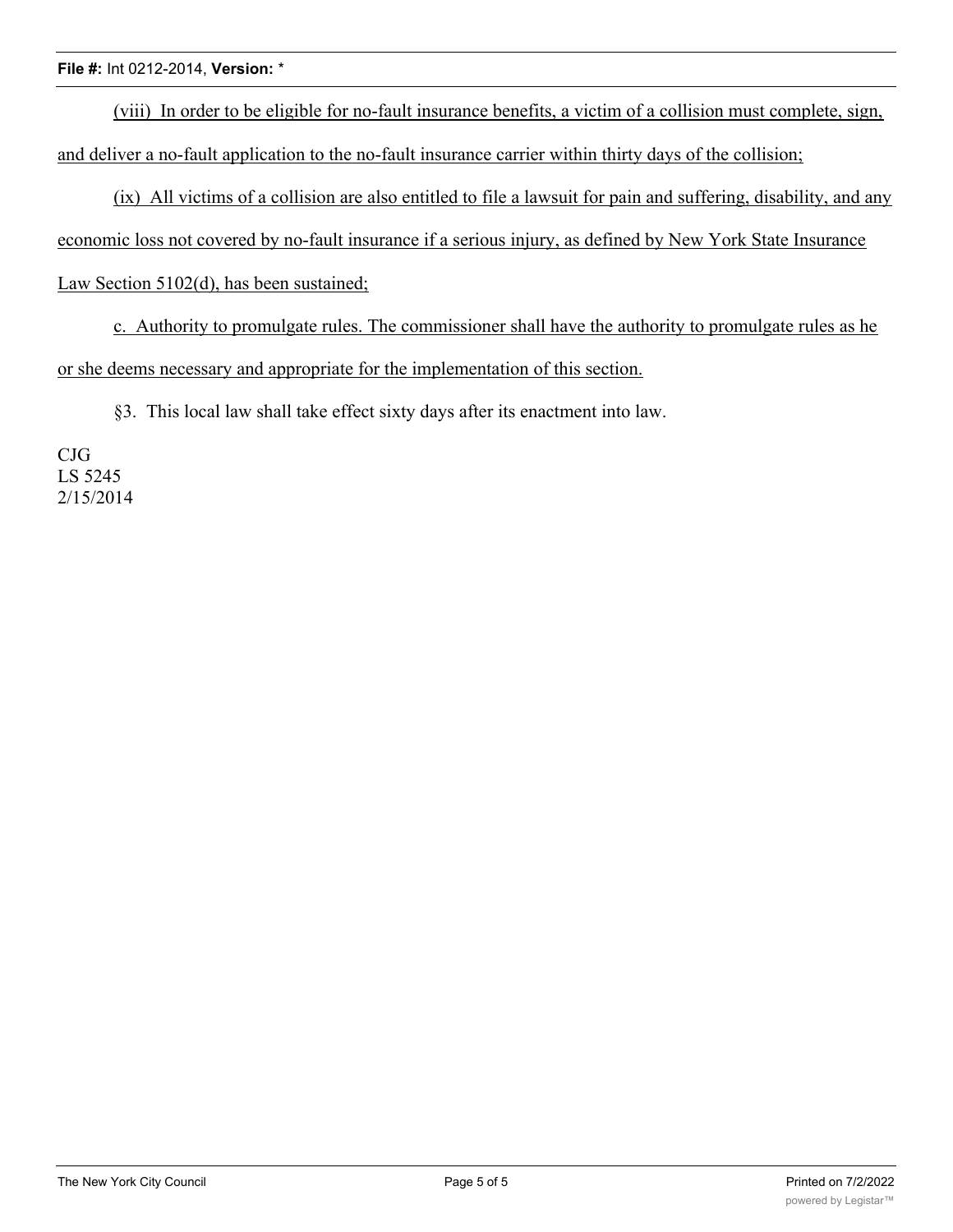(viii) In order to be eligible for no-fault insurance benefits, a victim of a collision must complete, sign, and deliver a no-fault application to the no-fault insurance carrier within thirty days of the collision;

(ix) All victims of a collision are also entitled to file a lawsuit for pain and suffering, disability, and any economic loss not covered by no-fault insurance if a serious injury, as defined by New York State Insurance Law Section 5102(d), has been sustained;

c. Authority to promulgate rules. The commissioner shall have the authority to promulgate rules as he or she deems necessary and appropriate for the implementation of this section.

§3. This local law shall take effect sixty days after its enactment into law.

CJG
LS 5245
2/15/2014